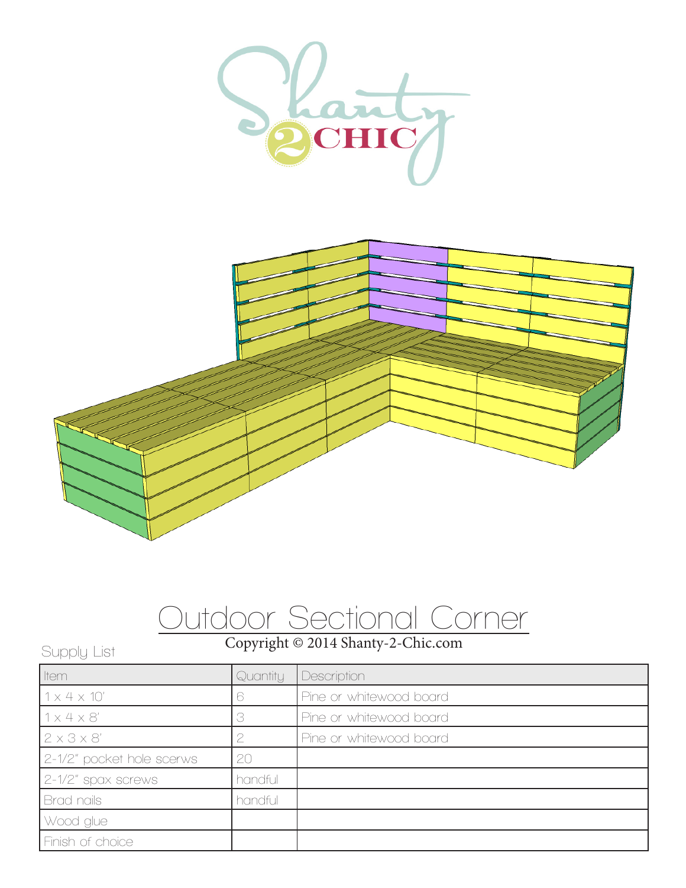# Outdoor Sectional Corner

Copyright © 2014 Shanty-2-Chic.com

Supply List

| Item | Quantity | Description |
|---|---|---|
| 1 x 4 x 10' | 6 | Pine or whitewood board |
| 1 x 4 x 8' | 3 | Pine or whitewood board |
| 2 x 3 x 8' | 2 | Pine or whitewood board |
| 2-1/2" pocket hole scerws | 20 | |
| 2-1/2" spax screws | handful | |
| Brad nails | handful | |
| Wood glue | | |
| Finish of choice | | |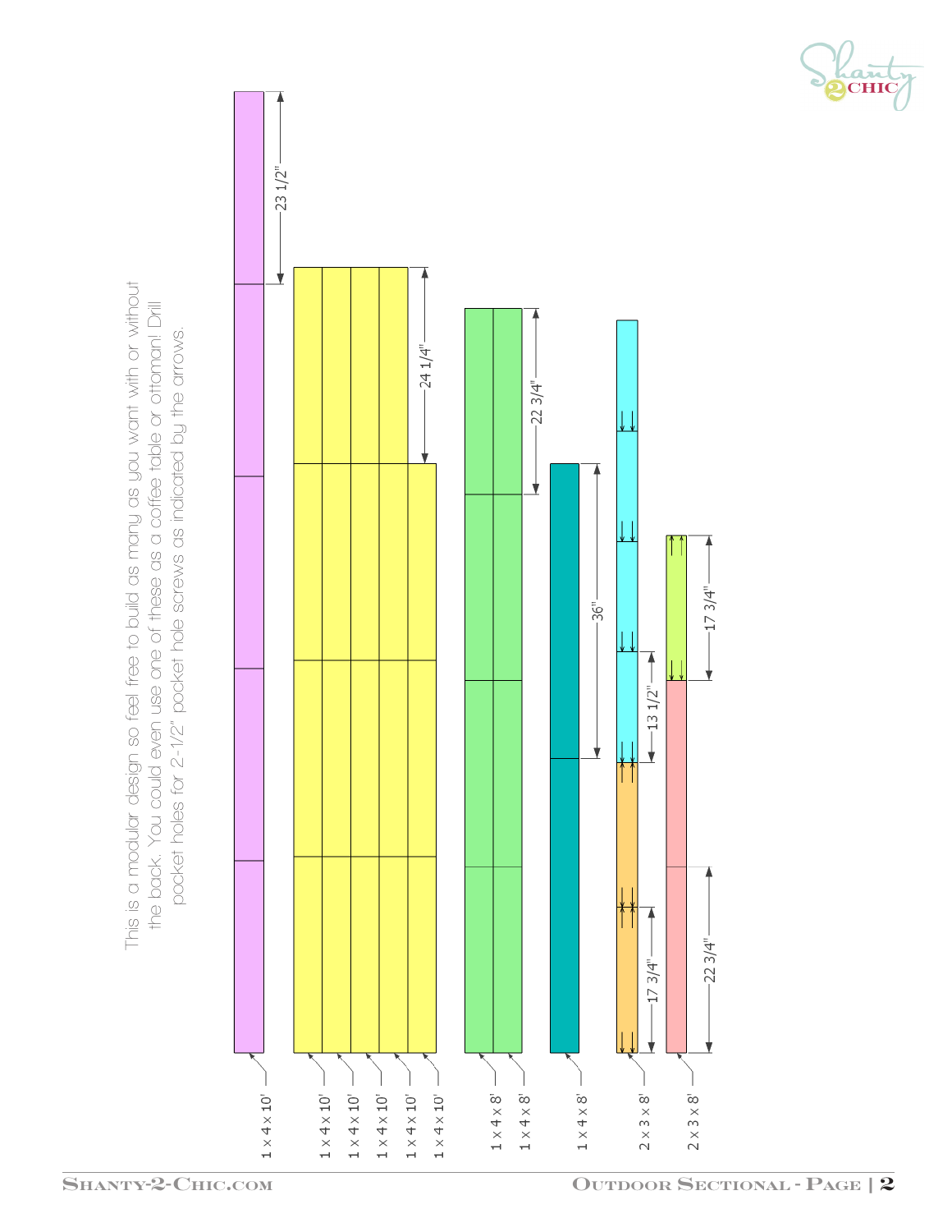This is a modular design so feel free to build as many as you want with or without the back. You could even use one of these as a coffee table or ottoman! Drill pocket holes for 2-1/2" pocket hole screws as indicated by the arrows.

| Board | Cut Lengths |
| --- | --- |
| 1 x 4 x 10' | 23 1/2" |
| 1 x 4 x 10' | 24 1/4" |
| 1 x 4 x 10' | 24 1/4" |
| 1 x 4 x 10' | 24 1/4" |
| 1 x 4 x 10' | 24 1/4" |
| 1 x 4 x 10' | 24 1/4" |
| 1 x 4 x 8' | 22 3/4" |
| 1 x 4 x 8' | 22 3/4" |
| 1 x 4 x 8' | 36" |
| 2 x 3 x 8' | 17 3/4", 13 1/2" |
| 2 x 3 x 8' | 22 3/4", 17 3/4" |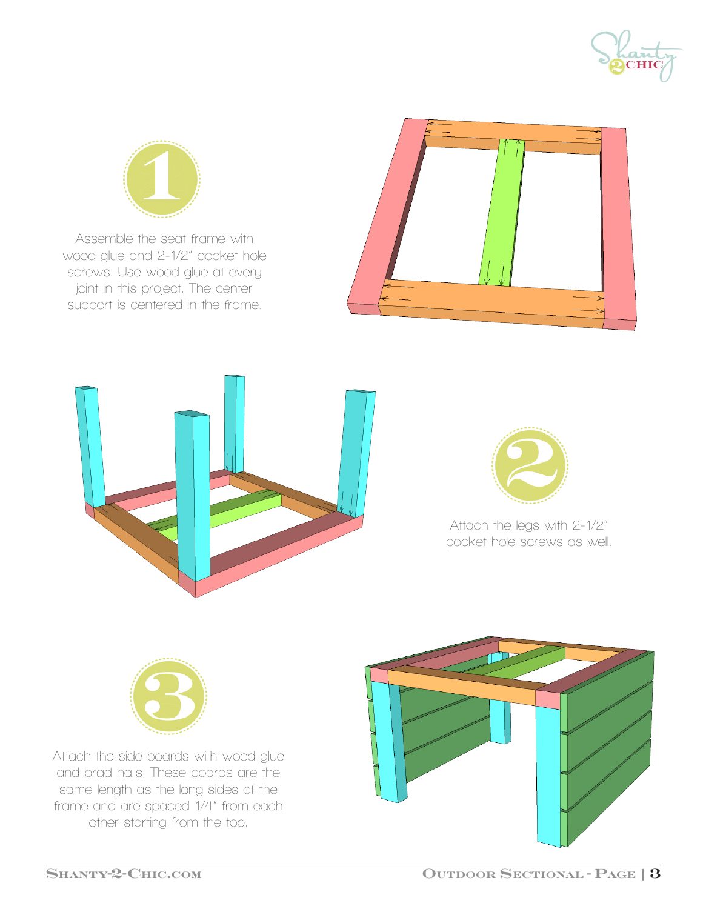## 1

Assemble the seat frame with wood glue and 2-1/2" pocket hole screws. Use wood glue at every joint in this project. The center support is centered in the frame.

## 2

Attach the legs with 2-1/2" pocket hole screws as well.

## 3

Attach the side boards with wood glue and brad nails. These boards are the same length as the long sides of the frame and are spaced 1/4" from each other starting from the top.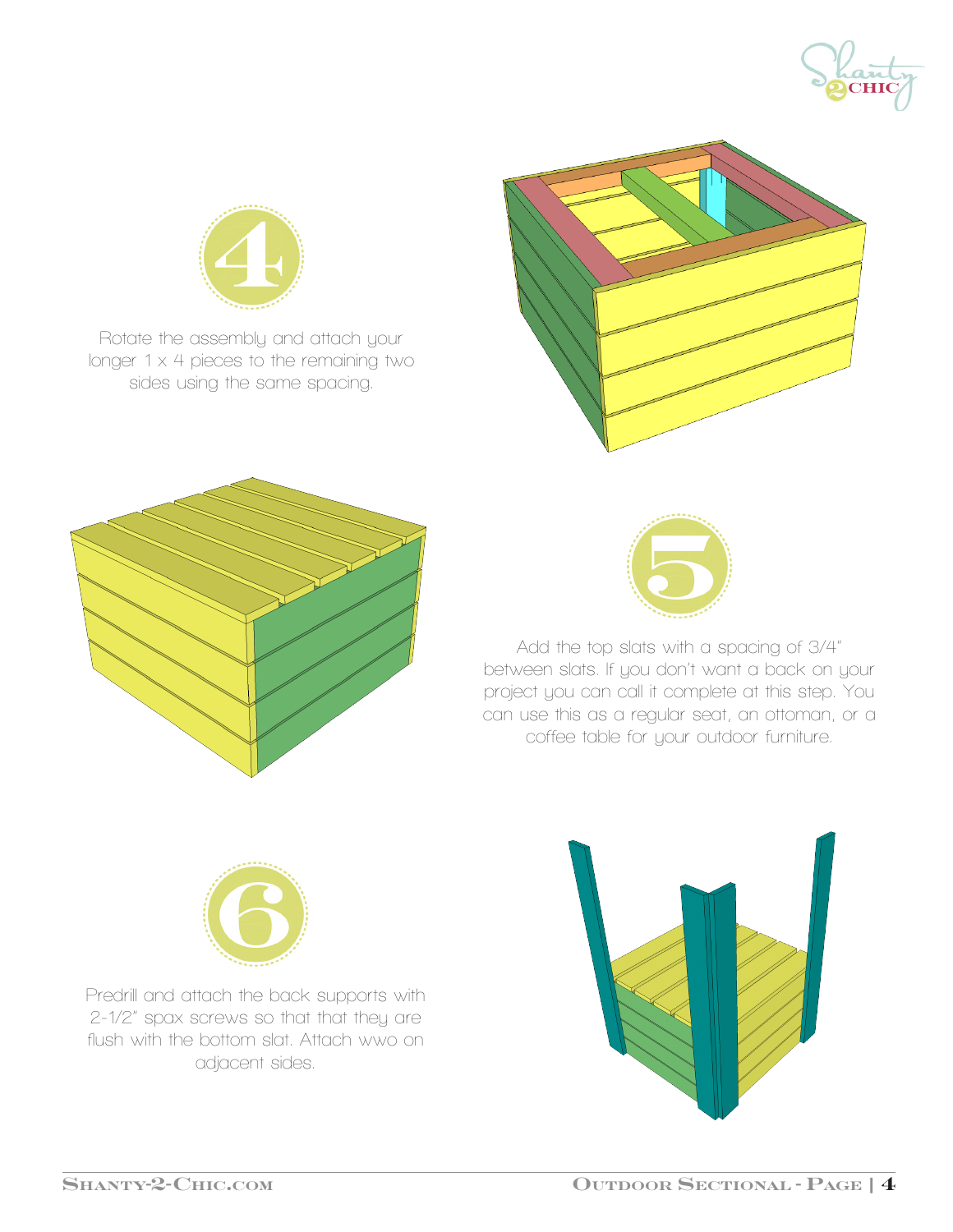## 4

Rotate the assembly and attach your longer 1 x 4 pieces to the remaining two sides using the same spacing.

## 5

Add the top slats with a spacing of 3/4" between slats. If you don't want a back on your project you can call it complete at this step. You can use this as a regular seat, an ottoman, or a coffee table for your outdoor furniture.

## 6

Predrill and attach the back supports with 2-1/2" spax screws so that that they are flush with the bottom slat. Attach wwo on adjacent sides.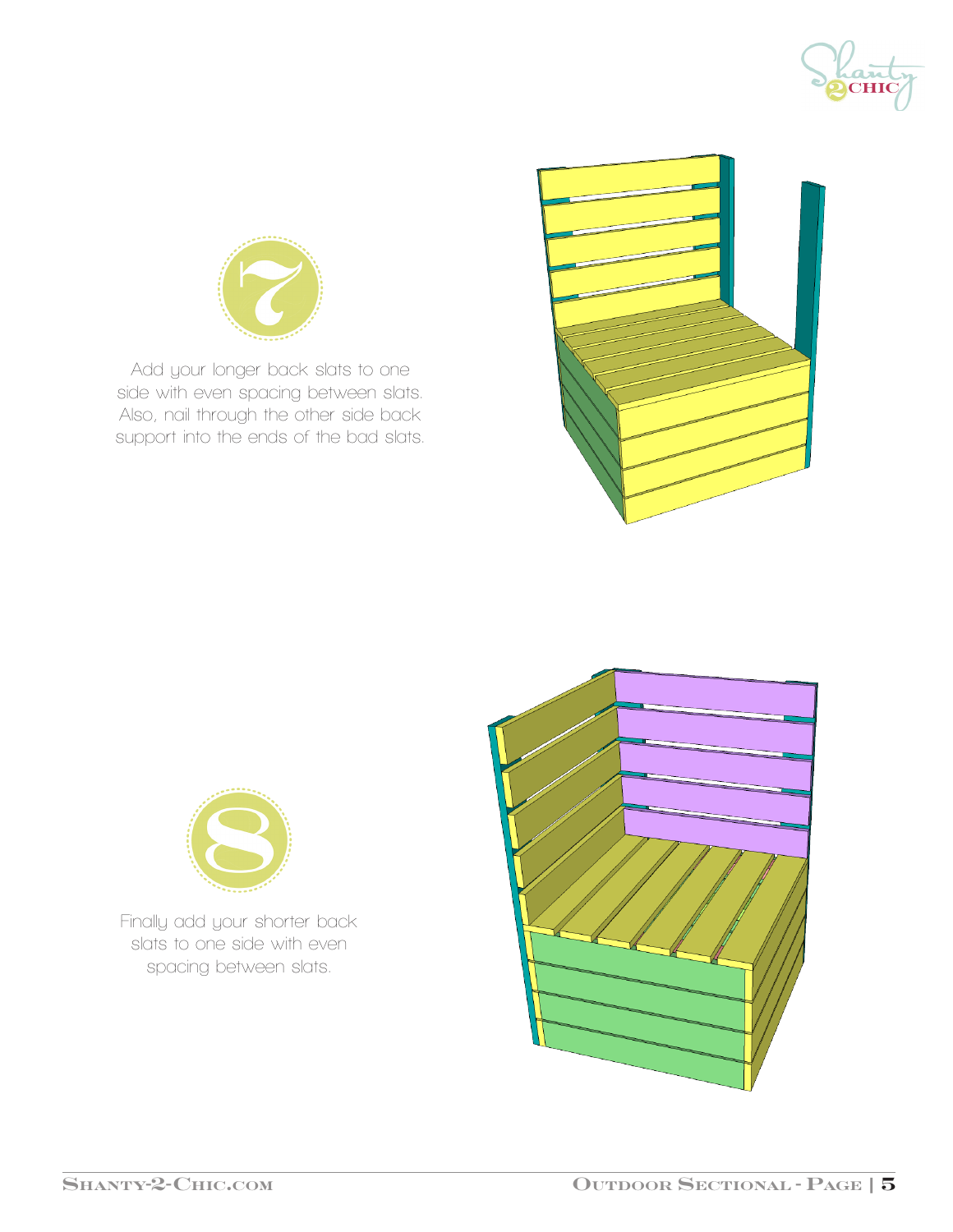## 7

Add your longer back slats to one side with even spacing between slats. Also, nail through the other side back support into the ends of the bad slats.

## 8

Finally add your shorter back slats to one side with even spacing between slats.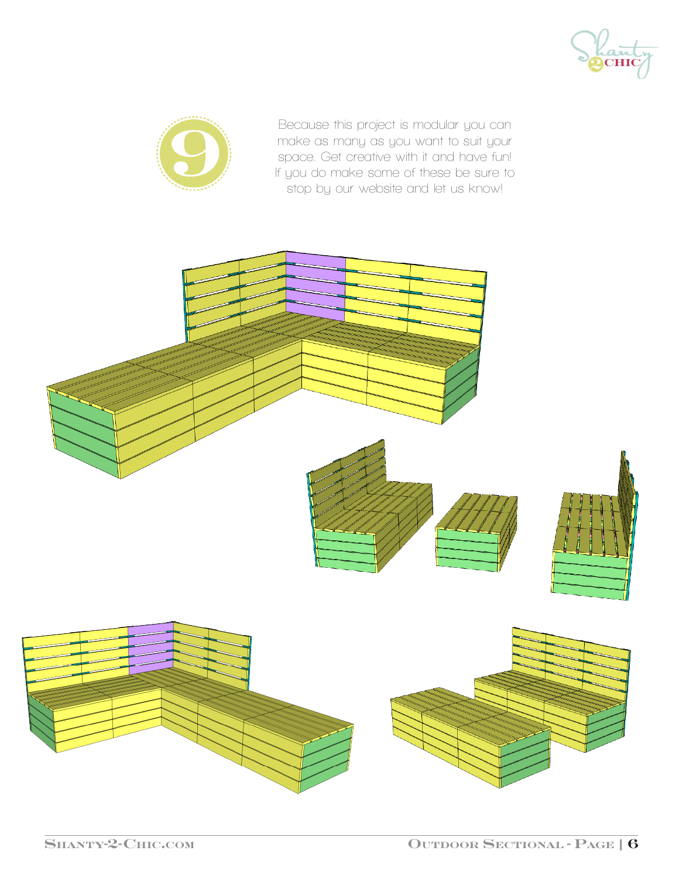9

Because this project is modular you can make as many as you want to suit your space. Get creative with it and have fun! If you do make some of these be sure to stop by our website and let us know!